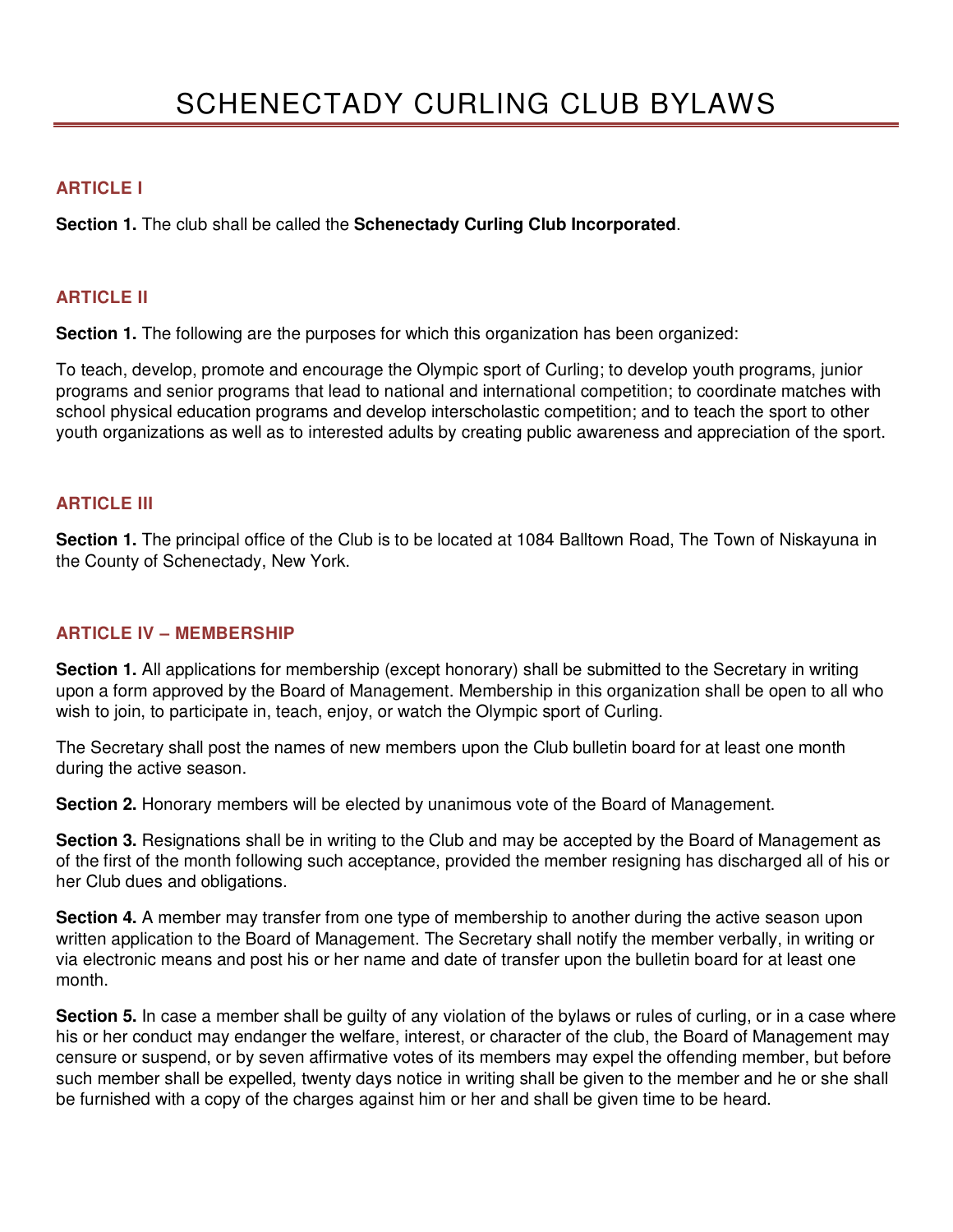# SCHENECTADY CURLING CLUB BYLAWS

## ARTICLE I

**Section 1.** The club shall be called the **Schenectady Curling Club Incorporated**.

## ARTICLE II

**Section 1.** The following are the purposes for which this organization has been organized:

To teach, develop, promote and encourage the Olympic sport of Curling; to develop youth programs, junior programs and senior programs that lead to national and international competition; to coordinate matches with school physical education programs and develop interscholastic competition; and to teach the sport to other youth organizations as well as to interested adults by creating public awareness and appreciation of the sport.

## ARTICLE III

**Section 1.** The principal office of the Club is to be located at 1084 Balltown Road, The Town of Niskayuna in the County of Schenectady, New York.

## ARTICLE IV – MEMBERSHIP

**Section 1.** All applications for membership (except honorary) shall be submitted to the Secretary in writing upon a form approved by the Board of Management. Membership in this organization shall be open to all who wish to join, to participate in, teach, enjoy, or watch the Olympic sport of Curling.

The Secretary shall post the names of new members upon the Club bulletin board for at least one month during the active season.

**Section 2.** Honorary members will be elected by unanimous vote of the Board of Management.

**Section 3.** Resignations shall be in writing to the Club and may be accepted by the Board of Management as of the first of the month following such acceptance, provided the member resigning has discharged all of his or her Club dues and obligations.

**Section 4.** A member may transfer from one type of membership to another during the active season upon written application to the Board of Management. The Secretary shall notify the member verbally, in writing or via electronic means and post his or her name and date of transfer upon the bulletin board for at least one month.

**Section 5.** In case a member shall be guilty of any violation of the bylaws or rules of curling, or in a case where his or her conduct may endanger the welfare, interest, or character of the club, the Board of Management may censure or suspend, or by seven affirmative votes of its members may expel the offending member, but before such member shall be expelled, twenty days notice in writing shall be given to the member and he or she shall be furnished with a copy of the charges against him or her and shall be given time to be heard.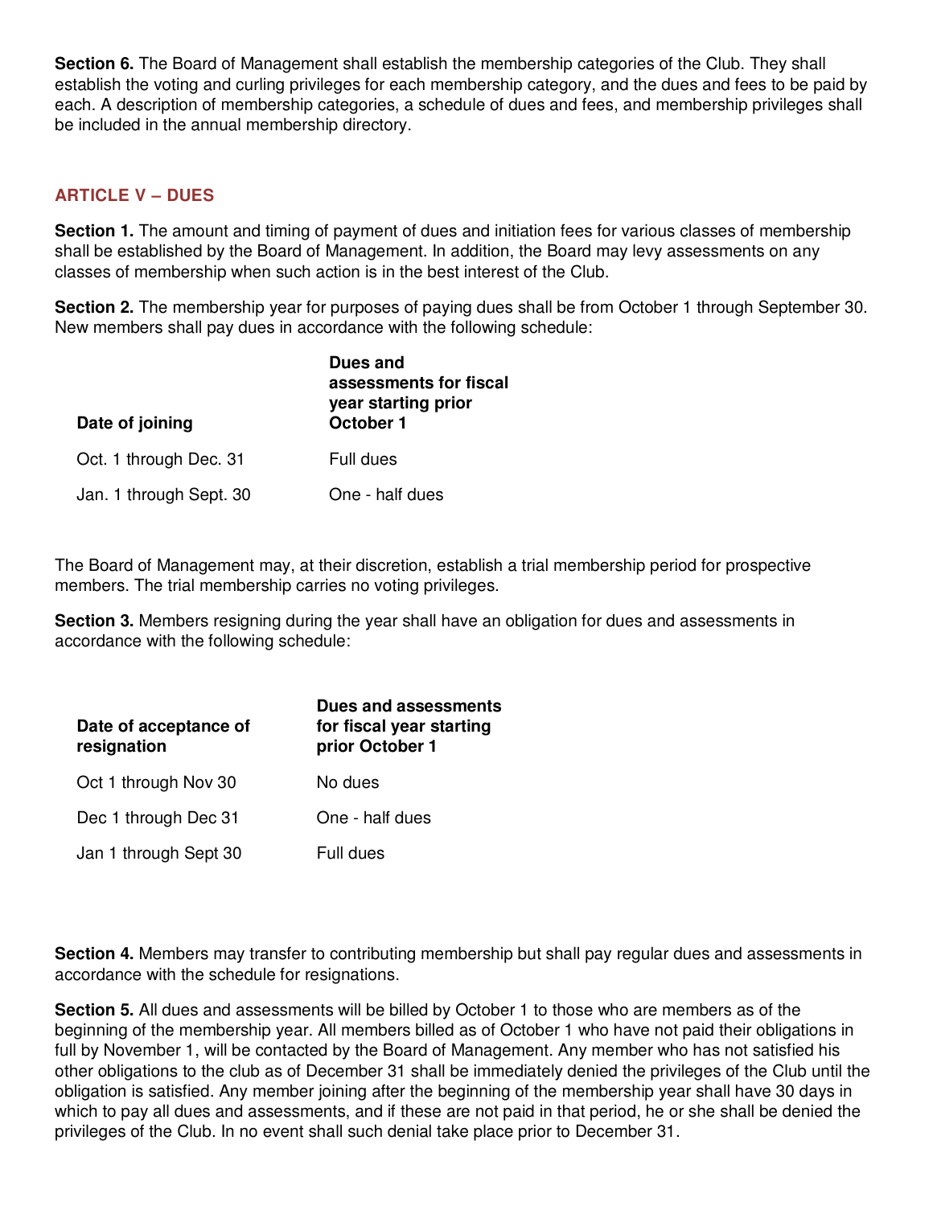**Section 6.** The Board of Management shall establish the membership categories of the Club. They shall establish the voting and curling privileges for each membership category, and the dues and fees to be paid by each. A description of membership categories, a schedule of dues and fees, and membership privileges shall be included in the annual membership directory.

## ARTICLE V – DUES

**Section 1.** The amount and timing of payment of dues and initiation fees for various classes of membership shall be established by the Board of Management. In addition, the Board may levy assessments on any classes of membership when such action is in the best interest of the Club.

**Section 2.** The membership year for purposes of paying dues shall be from October 1 through September 30. New members shall pay dues in accordance with the following schedule:

| Date of joining | Dues and assessments for fiscal year starting prior October 1 |
|---|---|
| Oct. 1 through Dec. 31 | Full dues |
| Jan. 1 through Sept. 30 | One - half dues |

The Board of Management may, at their discretion, establish a trial membership period for prospective members. The trial membership carries no voting privileges.

**Section 3.** Members resigning during the year shall have an obligation for dues and assessments in accordance with the following schedule:

| Date of acceptance of resignation | Dues and assessments for fiscal year starting prior October 1 |
|---|---|
| Oct 1 through Nov 30 | No dues |
| Dec 1 through Dec 31 | One - half dues |
| Jan 1 through Sept 30 | Full dues |

**Section 4.** Members may transfer to contributing membership but shall pay regular dues and assessments in accordance with the schedule for resignations.

**Section 5.** All dues and assessments will be billed by October 1 to those who are members as of the beginning of the membership year. All members billed as of October 1 who have not paid their obligations in full by November 1, will be contacted by the Board of Management. Any member who has not satisfied his other obligations to the club as of December 31 shall be immediately denied the privileges of the Club until the obligation is satisfied. Any member joining after the beginning of the membership year shall have 30 days in which to pay all dues and assessments, and if these are not paid in that period, he or she shall be denied the privileges of the Club. In no event shall such denial take place prior to December 31.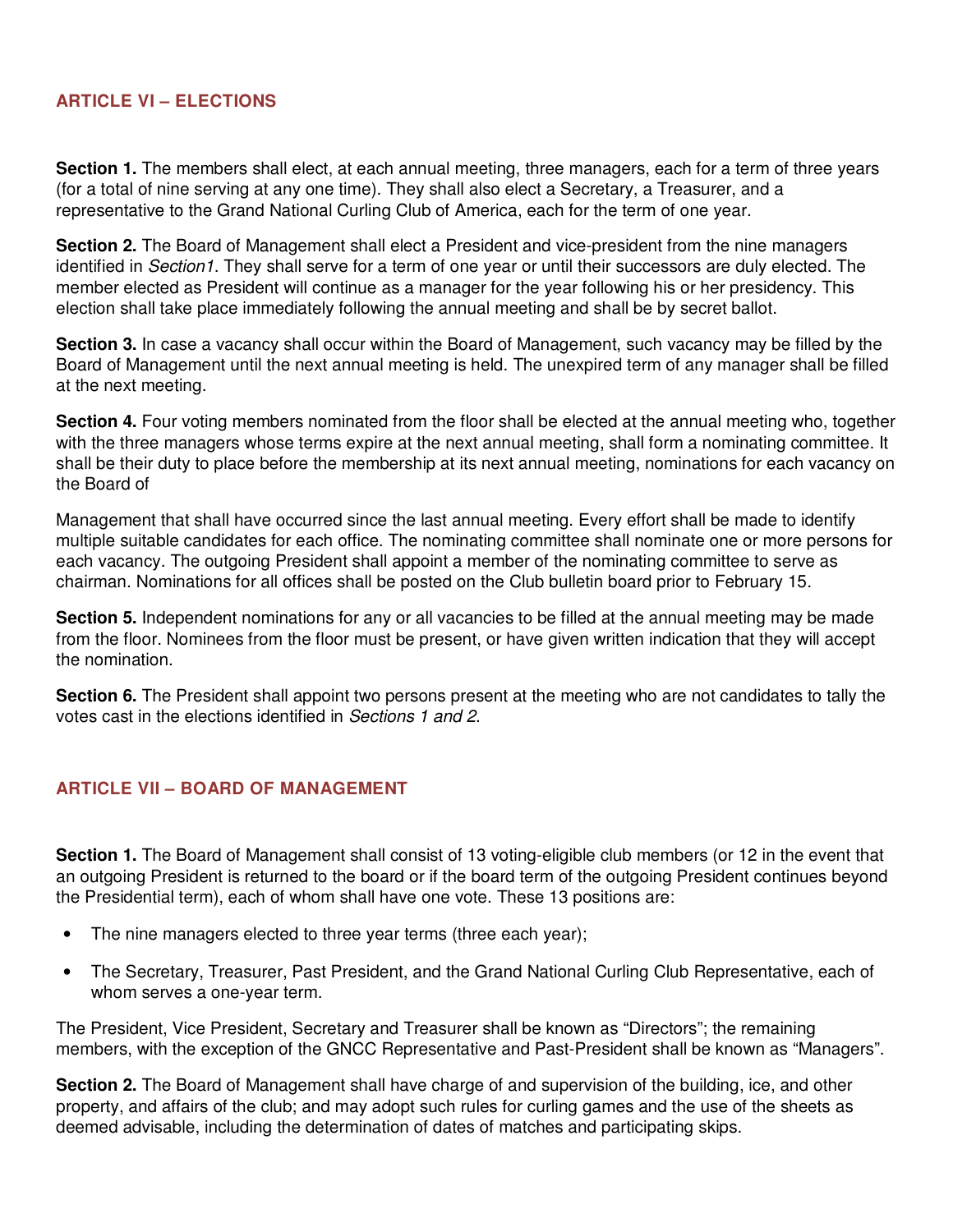## ARTICLE VI – ELECTIONS

**Section 1.** The members shall elect, at each annual meeting, three managers, each for a term of three years (for a total of nine serving at any one time). They shall also elect a Secretary, a Treasurer, and a representative to the Grand National Curling Club of America, each for the term of one year.

**Section 2.** The Board of Management shall elect a President and vice-president from the nine managers identified in *Section1*. They shall serve for a term of one year or until their successors are duly elected. The member elected as President will continue as a manager for the year following his or her presidency. This election shall take place immediately following the annual meeting and shall be by secret ballot.

**Section 3.** In case a vacancy shall occur within the Board of Management, such vacancy may be filled by the Board of Management until the next annual meeting is held. The unexpired term of any manager shall be filled at the next meeting.

**Section 4.** Four voting members nominated from the floor shall be elected at the annual meeting who, together with the three managers whose terms expire at the next annual meeting, shall form a nominating committee. It shall be their duty to place before the membership at its next annual meeting, nominations for each vacancy on the Board of

Management that shall have occurred since the last annual meeting. Every effort shall be made to identify multiple suitable candidates for each office. The nominating committee shall nominate one or more persons for each vacancy. The outgoing President shall appoint a member of the nominating committee to serve as chairman. Nominations for all offices shall be posted on the Club bulletin board prior to February 15.

**Section 5.** Independent nominations for any or all vacancies to be filled at the annual meeting may be made from the floor. Nominees from the floor must be present, or have given written indication that they will accept the nomination.

**Section 6.** The President shall appoint two persons present at the meeting who are not candidates to tally the votes cast in the elections identified in *Sections 1 and 2*.

## ARTICLE VII – BOARD OF MANAGEMENT

**Section 1.** The Board of Management shall consist of 13 voting-eligible club members (or 12 in the event that an outgoing President is returned to the board or if the board term of the outgoing President continues beyond the Presidential term), each of whom shall have one vote. These 13 positions are:

- The nine managers elected to three year terms (three each year);
- The Secretary, Treasurer, Past President, and the Grand National Curling Club Representative, each of whom serves a one-year term.

The President, Vice President, Secretary and Treasurer shall be known as "Directors"; the remaining members, with the exception of the GNCC Representative and Past-President shall be known as "Managers".

**Section 2.** The Board of Management shall have charge of and supervision of the building, ice, and other property, and affairs of the club; and may adopt such rules for curling games and the use of the sheets as deemed advisable, including the determination of dates of matches and participating skips.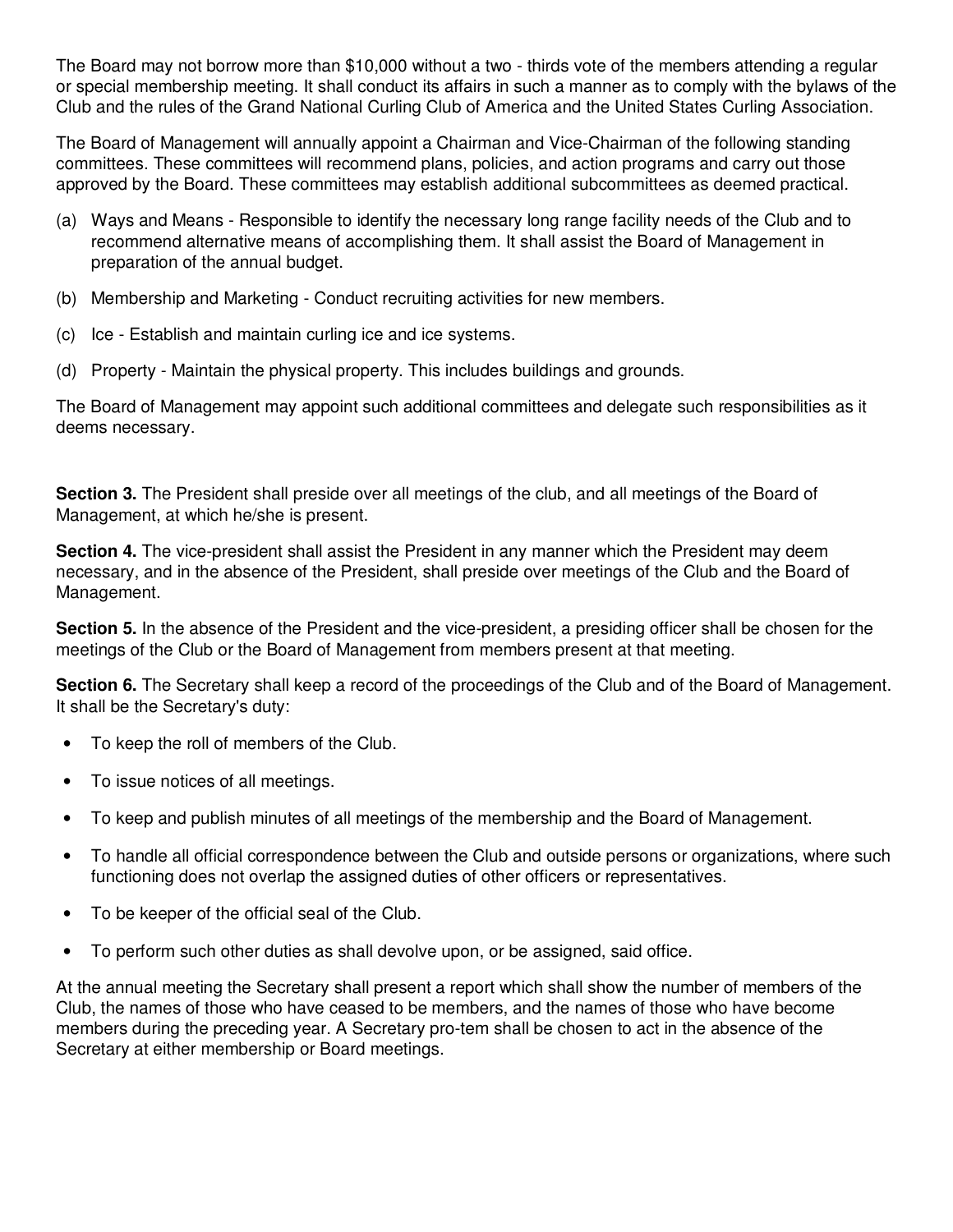The Board may not borrow more than $10,000 without a two - thirds vote of the members attending a regular or special membership meeting. It shall conduct its affairs in such a manner as to comply with the bylaws of the Club and the rules of the Grand National Curling Club of America and the United States Curling Association.

The Board of Management will annually appoint a Chairman and Vice-Chairman of the following standing committees. These committees will recommend plans, policies, and action programs and carry out those approved by the Board. These committees may establish additional subcommittees as deemed practical.

(a) Ways and Means - Responsible to identify the necessary long range facility needs of the Club and to recommend alternative means of accomplishing them. It shall assist the Board of Management in preparation of the annual budget.

(b) Membership and Marketing - Conduct recruiting activities for new members.

(c) Ice - Establish and maintain curling ice and ice systems.

(d) Property - Maintain the physical property. This includes buildings and grounds.

The Board of Management may appoint such additional committees and delegate such responsibilities as it deems necessary.

**Section 3.** The President shall preside over all meetings of the club, and all meetings of the Board of Management, at which he/she is present.

**Section 4.** The vice-president shall assist the President in any manner which the President may deem necessary, and in the absence of the President, shall preside over meetings of the Club and the Board of Management.

**Section 5.** In the absence of the President and the vice-president, a presiding officer shall be chosen for the meetings of the Club or the Board of Management from members present at that meeting.

**Section 6.** The Secretary shall keep a record of the proceedings of the Club and of the Board of Management. It shall be the Secretary's duty:

- To keep the roll of members of the Club.
- To issue notices of all meetings.
- To keep and publish minutes of all meetings of the membership and the Board of Management.
- To handle all official correspondence between the Club and outside persons or organizations, where such functioning does not overlap the assigned duties of other officers or representatives.
- To be keeper of the official seal of the Club.
- To perform such other duties as shall devolve upon, or be assigned, said office.

At the annual meeting the Secretary shall present a report which shall show the number of members of the Club, the names of those who have ceased to be members, and the names of those who have become members during the preceding year. A Secretary pro-tem shall be chosen to act in the absence of the Secretary at either membership or Board meetings.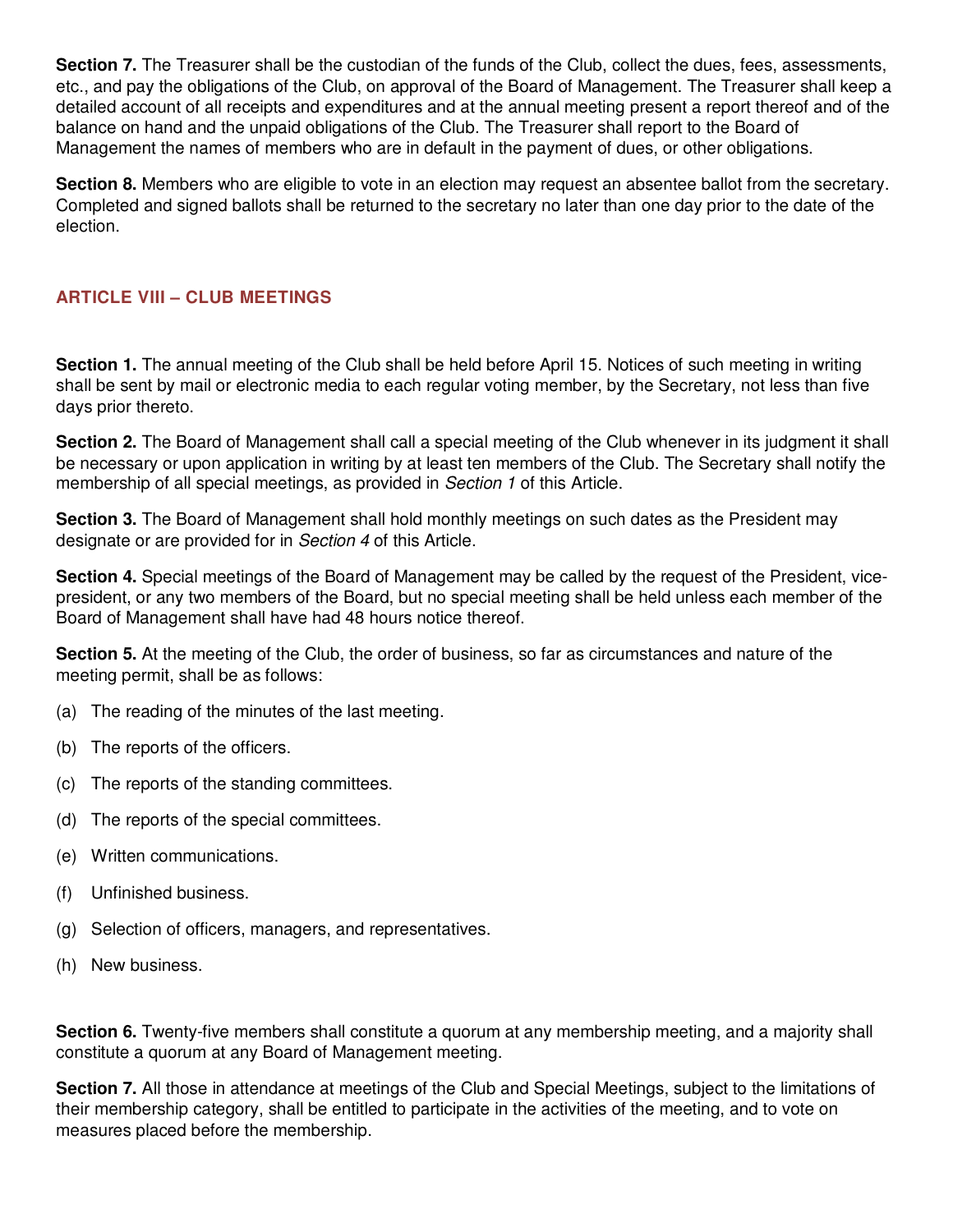**Section 7.** The Treasurer shall be the custodian of the funds of the Club, collect the dues, fees, assessments, etc., and pay the obligations of the Club, on approval of the Board of Management. The Treasurer shall keep a detailed account of all receipts and expenditures and at the annual meeting present a report thereof and of the balance on hand and the unpaid obligations of the Club. The Treasurer shall report to the Board of Management the names of members who are in default in the payment of dues, or other obligations.

**Section 8.** Members who are eligible to vote in an election may request an absentee ballot from the secretary. Completed and signed ballots shall be returned to the secretary no later than one day prior to the date of the election.

## ARTICLE VIII – CLUB MEETINGS

**Section 1.** The annual meeting of the Club shall be held before April 15. Notices of such meeting in writing shall be sent by mail or electronic media to each regular voting member, by the Secretary, not less than five days prior thereto.

**Section 2.** The Board of Management shall call a special meeting of the Club whenever in its judgment it shall be necessary or upon application in writing by at least ten members of the Club. The Secretary shall notify the membership of all special meetings, as provided in *Section 1* of this Article.

**Section 3.** The Board of Management shall hold monthly meetings on such dates as the President may designate or are provided for in *Section 4* of this Article.

**Section 4.** Special meetings of the Board of Management may be called by the request of the President, vice-president, or any two members of the Board, but no special meeting shall be held unless each member of the Board of Management shall have had 48 hours notice thereof.

**Section 5.** At the meeting of the Club, the order of business, so far as circumstances and nature of the meeting permit, shall be as follows:

(a) The reading of the minutes of the last meeting.

(b) The reports of the officers.

(c) The reports of the standing committees.

(d) The reports of the special committees.

(e) Written communications.

(f) Unfinished business.

(g) Selection of officers, managers, and representatives.

(h) New business.

**Section 6.** Twenty-five members shall constitute a quorum at any membership meeting, and a majority shall constitute a quorum at any Board of Management meeting.

**Section 7.** All those in attendance at meetings of the Club and Special Meetings, subject to the limitations of their membership category, shall be entitled to participate in the activities of the meeting, and to vote on measures placed before the membership.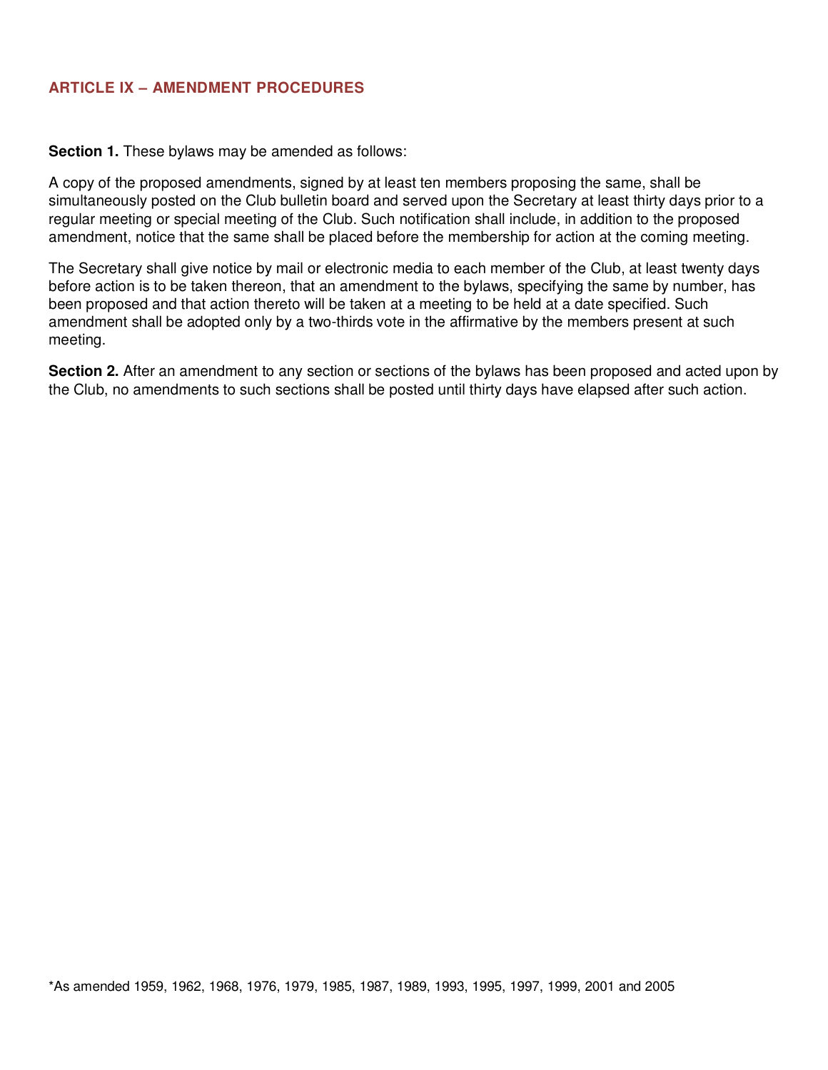## ARTICLE IX – AMENDMENT PROCEDURES

**Section 1.** These bylaws may be amended as follows:

A copy of the proposed amendments, signed by at least ten members proposing the same, shall be simultaneously posted on the Club bulletin board and served upon the Secretary at least thirty days prior to a regular meeting or special meeting of the Club. Such notification shall include, in addition to the proposed amendment, notice that the same shall be placed before the membership for action at the coming meeting.

The Secretary shall give notice by mail or electronic media to each member of the Club, at least twenty days before action is to be taken thereon, that an amendment to the bylaws, specifying the same by number, has been proposed and that action thereto will be taken at a meeting to be held at a date specified. Such amendment shall be adopted only by a two-thirds vote in the affirmative by the members present at such meeting.

**Section 2.** After an amendment to any section or sections of the bylaws has been proposed and acted upon by the Club, no amendments to such sections shall be posted until thirty days have elapsed after such action.

*As amended 1959, 1962, 1968, 1976, 1979, 1985, 1987, 1989, 1993, 1995, 1997, 1999, 2001 and 2005